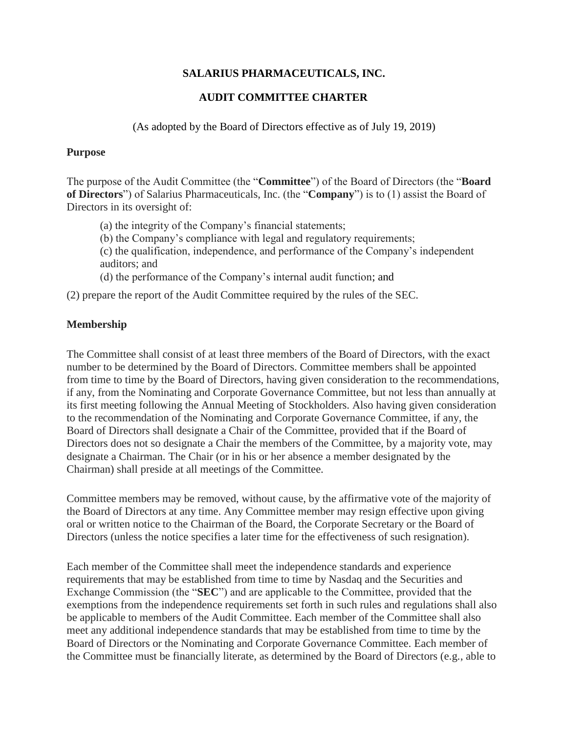**SALARIUS PHARMACEUTICALS, INC.**

**AUDIT COMMITTEE CHARTER**

(As adopted by the Board of Directors effective as of July 19, 2019)

**Purpose**

The purpose of the Audit Committee (the "**Committee**") of the Board of Directors (the "**Board of Directors**") of Salarius Pharmaceuticals, Inc. (the "**Company**") is to (1) assist the Board of Directors in its oversight of:

(a) the integrity of the Company's financial statements;
(b) the Company's compliance with legal and regulatory requirements;
(c) the qualification, independence, and performance of the Company's independent auditors; and
(d) the performance of the Company's internal audit function; and

(2) prepare the report of the Audit Committee required by the rules of the SEC.

**Membership**

The Committee shall consist of at least three members of the Board of Directors, with the exact number to be determined by the Board of Directors. Committee members shall be appointed from time to time by the Board of Directors, having given consideration to the recommendations, if any, from the Nominating and Corporate Governance Committee, but not less than annually at its first meeting following the Annual Meeting of Stockholders. Also having given consideration to the recommendation of the Nominating and Corporate Governance Committee, if any, the Board of Directors shall designate a Chair of the Committee, provided that if the Board of Directors does not so designate a Chair the members of the Committee, by a majority vote, may designate a Chairman. The Chair (or in his or her absence a member designated by the Chairman) shall preside at all meetings of the Committee.

Committee members may be removed, without cause, by the affirmative vote of the majority of the Board of Directors at any time. Any Committee member may resign effective upon giving oral or written notice to the Chairman of the Board, the Corporate Secretary or the Board of Directors (unless the notice specifies a later time for the effectiveness of such resignation).

Each member of the Committee shall meet the independence standards and experience requirements that may be established from time to time by Nasdaq and the Securities and Exchange Commission (the "**SEC**") and are applicable to the Committee, provided that the exemptions from the independence requirements set forth in such rules and regulations shall also be applicable to members of the Audit Committee. Each member of the Committee shall also meet any additional independence standards that may be established from time to time by the Board of Directors or the Nominating and Corporate Governance Committee. Each member of the Committee must be financially literate, as determined by the Board of Directors (e.g., able to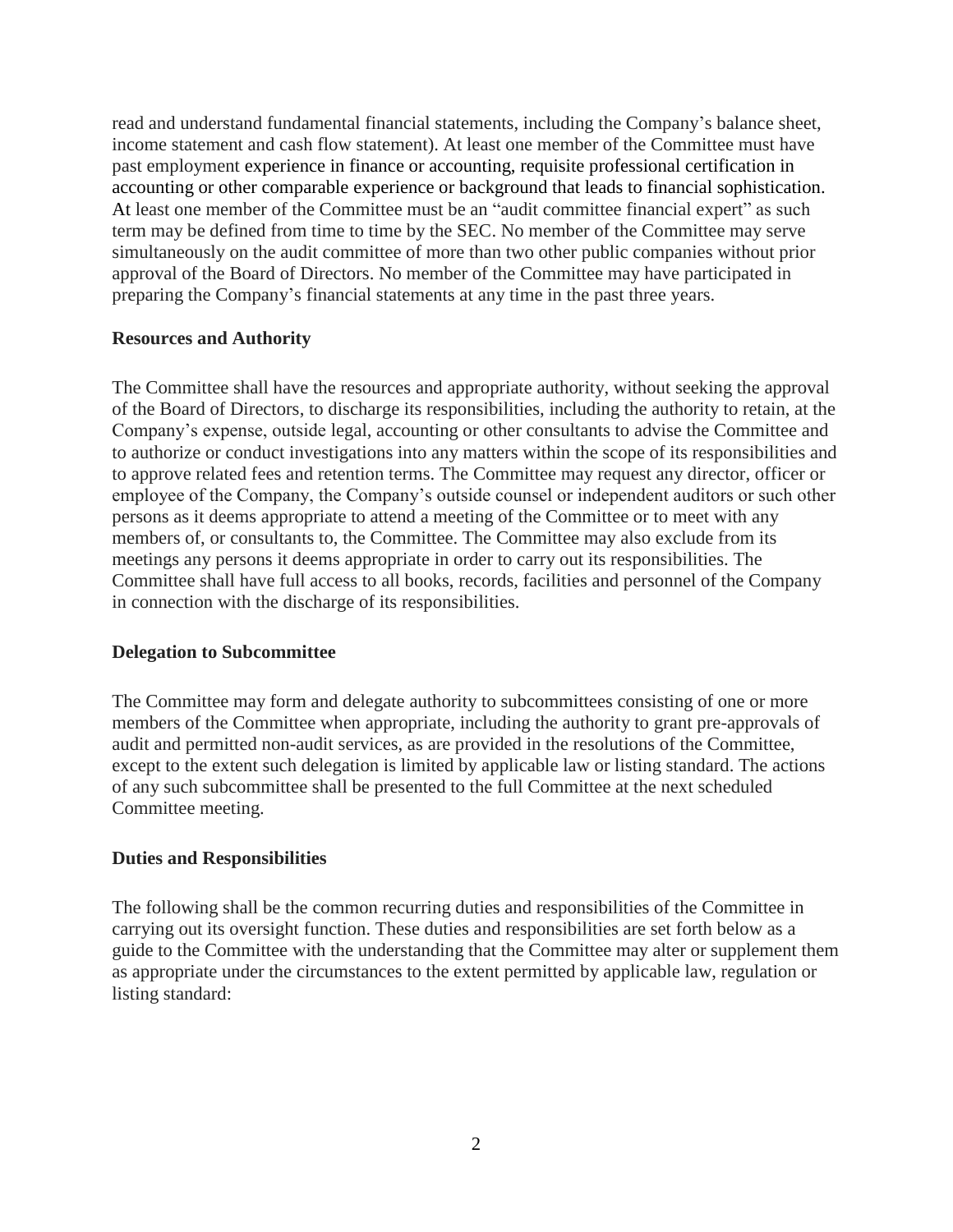read and understand fundamental financial statements, including the Company's balance sheet, income statement and cash flow statement). At least one member of the Committee must have past employment experience in finance or accounting, requisite professional certification in accounting or other comparable experience or background that leads to financial sophistication. At least one member of the Committee must be an "audit committee financial expert" as such term may be defined from time to time by the SEC. No member of the Committee may serve simultaneously on the audit committee of more than two other public companies without prior approval of the Board of Directors. No member of the Committee may have participated in preparing the Company's financial statements at any time in the past three years.

**Resources and Authority**

The Committee shall have the resources and appropriate authority, without seeking the approval of the Board of Directors, to discharge its responsibilities, including the authority to retain, at the Company's expense, outside legal, accounting or other consultants to advise the Committee and to authorize or conduct investigations into any matters within the scope of its responsibilities and to approve related fees and retention terms. The Committee may request any director, officer or employee of the Company, the Company's outside counsel or independent auditors or such other persons as it deems appropriate to attend a meeting of the Committee or to meet with any members of, or consultants to, the Committee. The Committee may also exclude from its meetings any persons it deems appropriate in order to carry out its responsibilities. The Committee shall have full access to all books, records, facilities and personnel of the Company in connection with the discharge of its responsibilities.

**Delegation to Subcommittee**

The Committee may form and delegate authority to subcommittees consisting of one or more members of the Committee when appropriate, including the authority to grant pre-approvals of audit and permitted non-audit services, as are provided in the resolutions of the Committee, except to the extent such delegation is limited by applicable law or listing standard. The actions of any such subcommittee shall be presented to the full Committee at the next scheduled Committee meeting.

**Duties and Responsibilities**

The following shall be the common recurring duties and responsibilities of the Committee in carrying out its oversight function. These duties and responsibilities are set forth below as a guide to the Committee with the understanding that the Committee may alter or supplement them as appropriate under the circumstances to the extent permitted by applicable law, regulation or listing standard: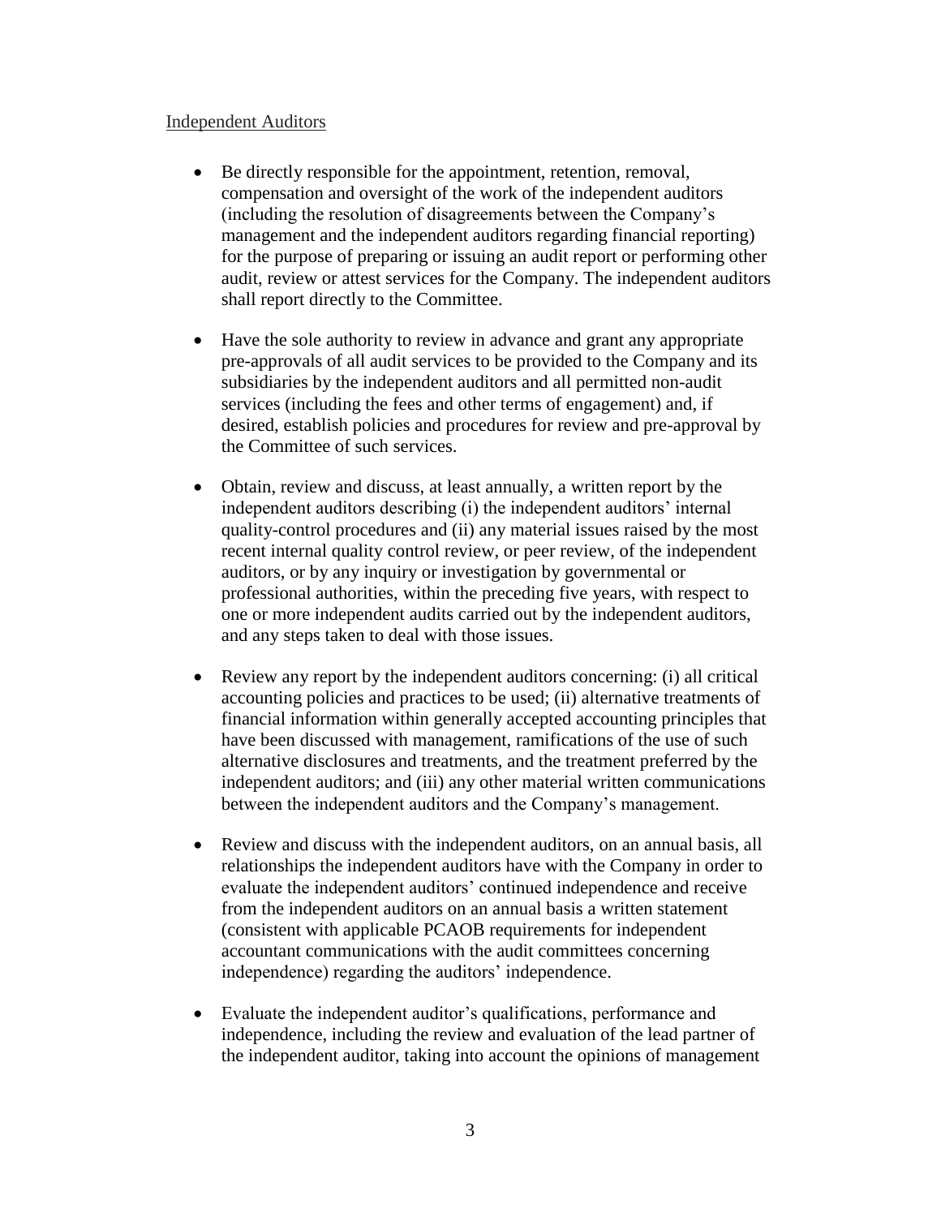Independent Auditors

- Be directly responsible for the appointment, retention, removal, compensation and oversight of the work of the independent auditors (including the resolution of disagreements between the Company's management and the independent auditors regarding financial reporting) for the purpose of preparing or issuing an audit report or performing other audit, review or attest services for the Company. The independent auditors shall report directly to the Committee.

- Have the sole authority to review in advance and grant any appropriate pre-approvals of all audit services to be provided to the Company and its subsidiaries by the independent auditors and all permitted non-audit services (including the fees and other terms of engagement) and, if desired, establish policies and procedures for review and pre-approval by the Committee of such services.

- Obtain, review and discuss, at least annually, a written report by the independent auditors describing (i) the independent auditors' internal quality-control procedures and (ii) any material issues raised by the most recent internal quality control review, or peer review, of the independent auditors, or by any inquiry or investigation by governmental or professional authorities, within the preceding five years, with respect to one or more independent audits carried out by the independent auditors, and any steps taken to deal with those issues.

- Review any report by the independent auditors concerning: (i) all critical accounting policies and practices to be used; (ii) alternative treatments of financial information within generally accepted accounting principles that have been discussed with management, ramifications of the use of such alternative disclosures and treatments, and the treatment preferred by the independent auditors; and (iii) any other material written communications between the independent auditors and the Company's management.

- Review and discuss with the independent auditors, on an annual basis, all relationships the independent auditors have with the Company in order to evaluate the independent auditors' continued independence and receive from the independent auditors on an annual basis a written statement (consistent with applicable PCAOB requirements for independent accountant communications with the audit committees concerning independence) regarding the auditors' independence.

- Evaluate the independent auditor's qualifications, performance and independence, including the review and evaluation of the lead partner of the independent auditor, taking into account the opinions of management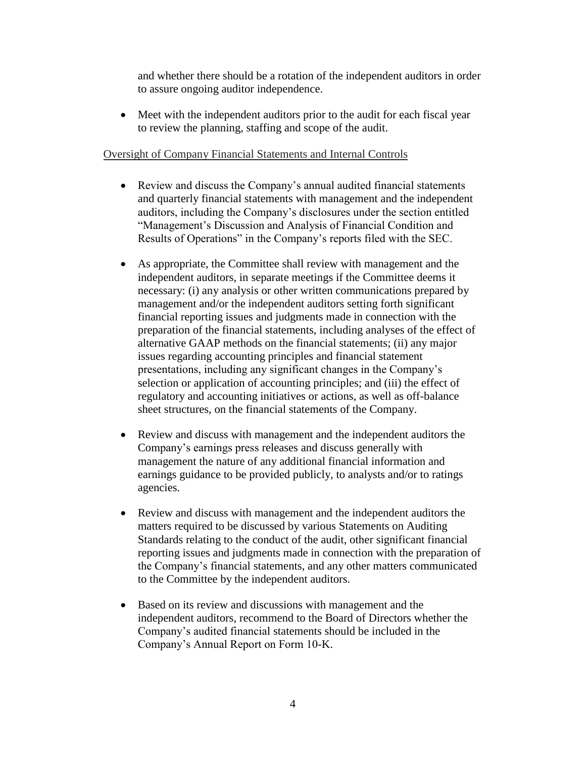and whether there should be a rotation of the independent auditors in order to assure ongoing auditor independence.

- Meet with the independent auditors prior to the audit for each fiscal year to review the planning, staffing and scope of the audit.

Oversight of Company Financial Statements and Internal Controls

- Review and discuss the Company's annual audited financial statements and quarterly financial statements with management and the independent auditors, including the Company's disclosures under the section entitled "Management's Discussion and Analysis of Financial Condition and Results of Operations" in the Company's reports filed with the SEC.

- As appropriate, the Committee shall review with management and the independent auditors, in separate meetings if the Committee deems it necessary: (i) any analysis or other written communications prepared by management and/or the independent auditors setting forth significant financial reporting issues and judgments made in connection with the preparation of the financial statements, including analyses of the effect of alternative GAAP methods on the financial statements; (ii) any major issues regarding accounting principles and financial statement presentations, including any significant changes in the Company's selection or application of accounting principles; and (iii) the effect of regulatory and accounting initiatives or actions, as well as off-balance sheet structures, on the financial statements of the Company.

- Review and discuss with management and the independent auditors the Company's earnings press releases and discuss generally with management the nature of any additional financial information and earnings guidance to be provided publicly, to analysts and/or to ratings agencies.

- Review and discuss with management and the independent auditors the matters required to be discussed by various Statements on Auditing Standards relating to the conduct of the audit, other significant financial reporting issues and judgments made in connection with the preparation of the Company's financial statements, and any other matters communicated to the Committee by the independent auditors.

- Based on its review and discussions with management and the independent auditors, recommend to the Board of Directors whether the Company's audited financial statements should be included in the Company's Annual Report on Form 10-K.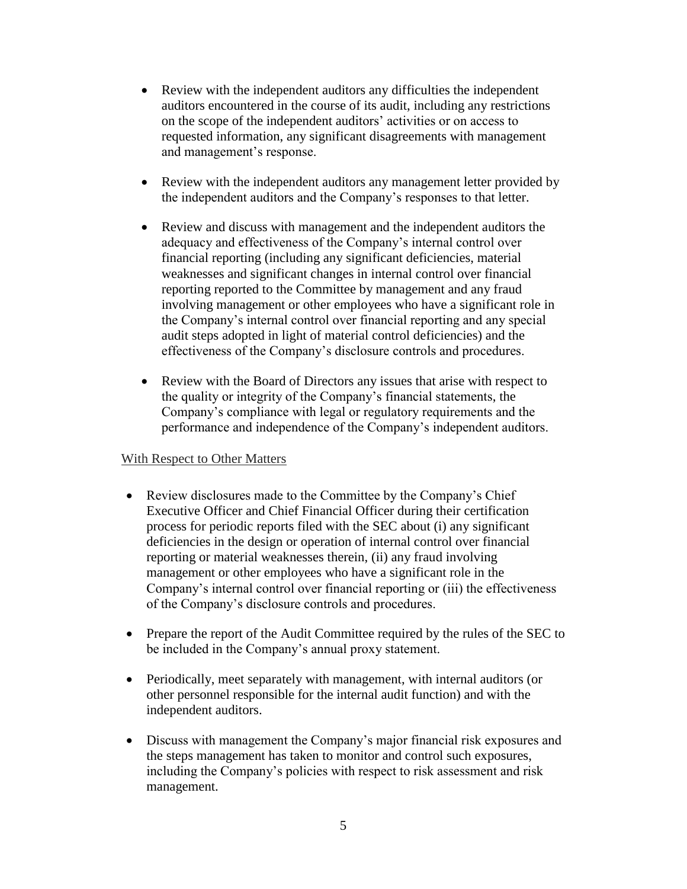- Review with the independent auditors any difficulties the independent auditors encountered in the course of its audit, including any restrictions on the scope of the independent auditors' activities or on access to requested information, any significant disagreements with management and management's response.

- Review with the independent auditors any management letter provided by the independent auditors and the Company's responses to that letter.

- Review and discuss with management and the independent auditors the adequacy and effectiveness of the Company's internal control over financial reporting (including any significant deficiencies, material weaknesses and significant changes in internal control over financial reporting reported to the Committee by management and any fraud involving management or other employees who have a significant role in the Company's internal control over financial reporting and any special audit steps adopted in light of material control deficiencies) and the effectiveness of the Company's disclosure controls and procedures.

- Review with the Board of Directors any issues that arise with respect to the quality or integrity of the Company's financial statements, the Company's compliance with legal or regulatory requirements and the performance and independence of the Company's independent auditors.

<u>With Respect to Other Matters</u>

- Review disclosures made to the Committee by the Company's Chief Executive Officer and Chief Financial Officer during their certification process for periodic reports filed with the SEC about (i) any significant deficiencies in the design or operation of internal control over financial reporting or material weaknesses therein, (ii) any fraud involving management or other employees who have a significant role in the Company's internal control over financial reporting or (iii) the effectiveness of the Company's disclosure controls and procedures.

- Prepare the report of the Audit Committee required by the rules of the SEC to be included in the Company's annual proxy statement.

- Periodically, meet separately with management, with internal auditors (or other personnel responsible for the internal audit function) and with the independent auditors.

- Discuss with management the Company's major financial risk exposures and the steps management has taken to monitor and control such exposures, including the Company's policies with respect to risk assessment and risk management.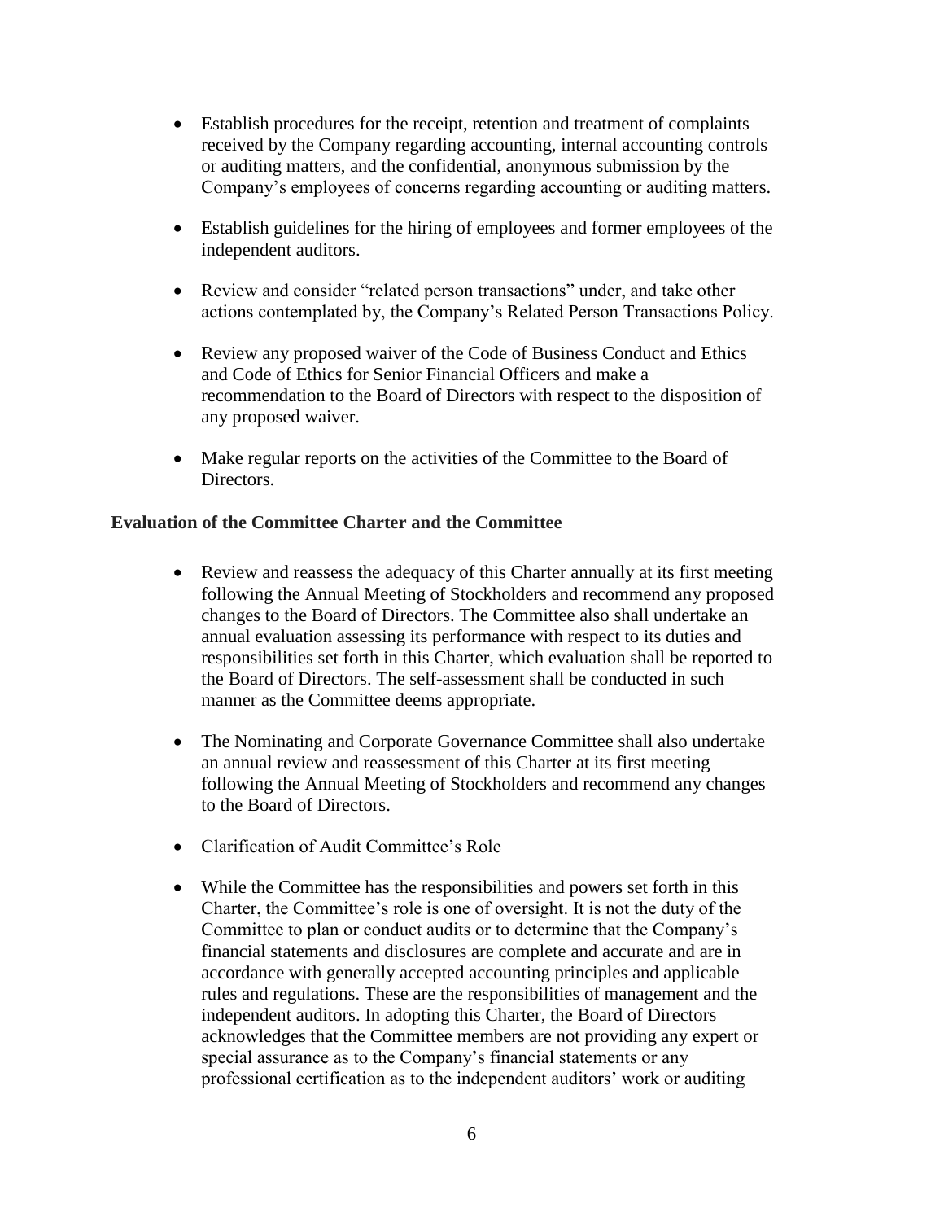- Establish procedures for the receipt, retention and treatment of complaints received by the Company regarding accounting, internal accounting controls or auditing matters, and the confidential, anonymous submission by the Company's employees of concerns regarding accounting or auditing matters.

- Establish guidelines for the hiring of employees and former employees of the independent auditors.

- Review and consider "related person transactions" under, and take other actions contemplated by, the Company's Related Person Transactions Policy.

- Review any proposed waiver of the Code of Business Conduct and Ethics and Code of Ethics for Senior Financial Officers and make a recommendation to the Board of Directors with respect to the disposition of any proposed waiver.

- Make regular reports on the activities of the Committee to the Board of Directors.

**Evaluation of the Committee Charter and the Committee**

- Review and reassess the adequacy of this Charter annually at its first meeting following the Annual Meeting of Stockholders and recommend any proposed changes to the Board of Directors. The Committee also shall undertake an annual evaluation assessing its performance with respect to its duties and responsibilities set forth in this Charter, which evaluation shall be reported to the Board of Directors. The self-assessment shall be conducted in such manner as the Committee deems appropriate.

- The Nominating and Corporate Governance Committee shall also undertake an annual review and reassessment of this Charter at its first meeting following the Annual Meeting of Stockholders and recommend any changes to the Board of Directors.

- Clarification of Audit Committee's Role

- While the Committee has the responsibilities and powers set forth in this Charter, the Committee's role is one of oversight. It is not the duty of the Committee to plan or conduct audits or to determine that the Company's financial statements and disclosures are complete and accurate and are in accordance with generally accepted accounting principles and applicable rules and regulations. These are the responsibilities of management and the independent auditors. In adopting this Charter, the Board of Directors acknowledges that the Committee members are not providing any expert or special assurance as to the Company's financial statements or any professional certification as to the independent auditors' work or auditing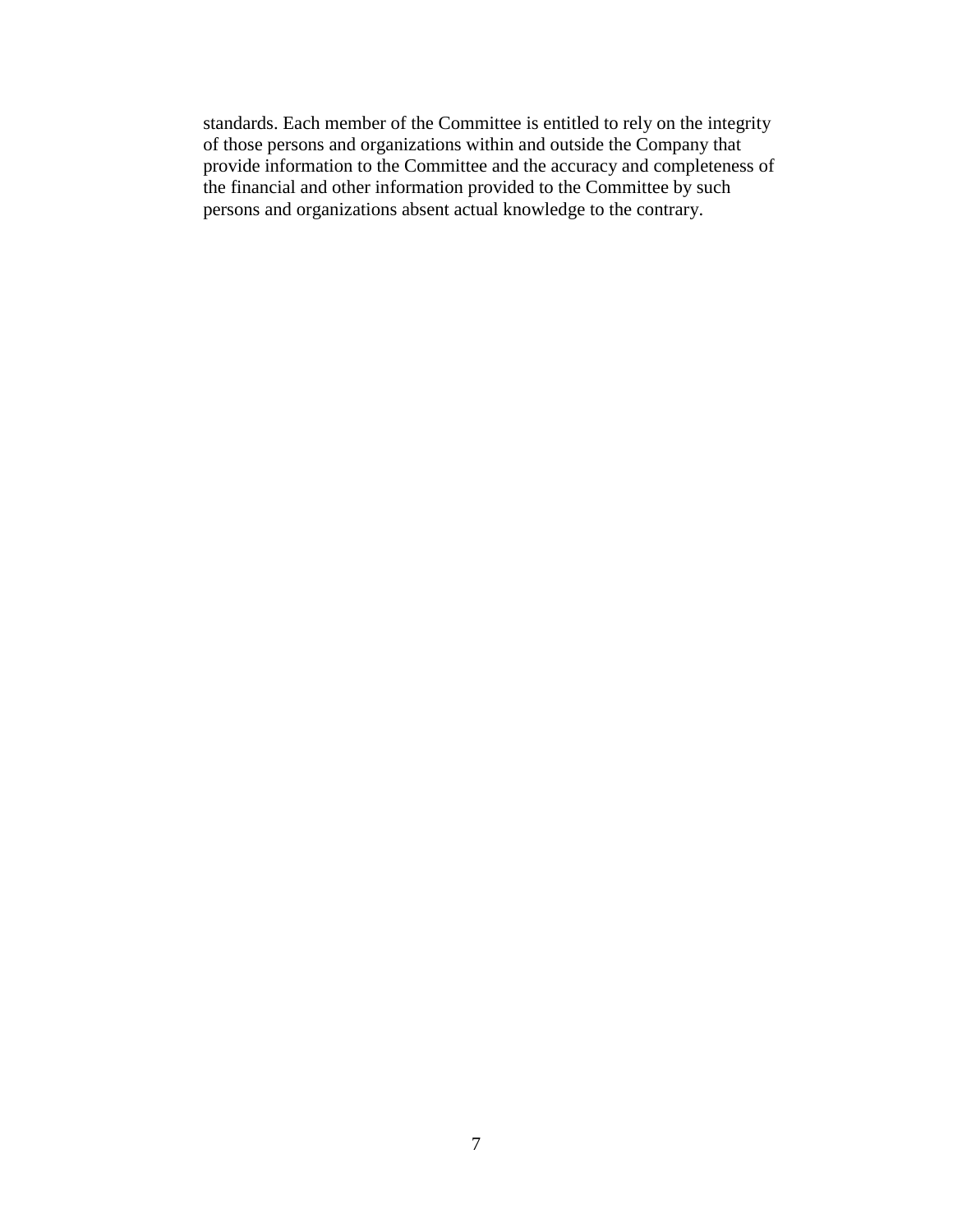standards. Each member of the Committee is entitled to rely on the integrity of those persons and organizations within and outside the Company that provide information to the Committee and the accuracy and completeness of the financial and other information provided to the Committee by such persons and organizations absent actual knowledge to the contrary.